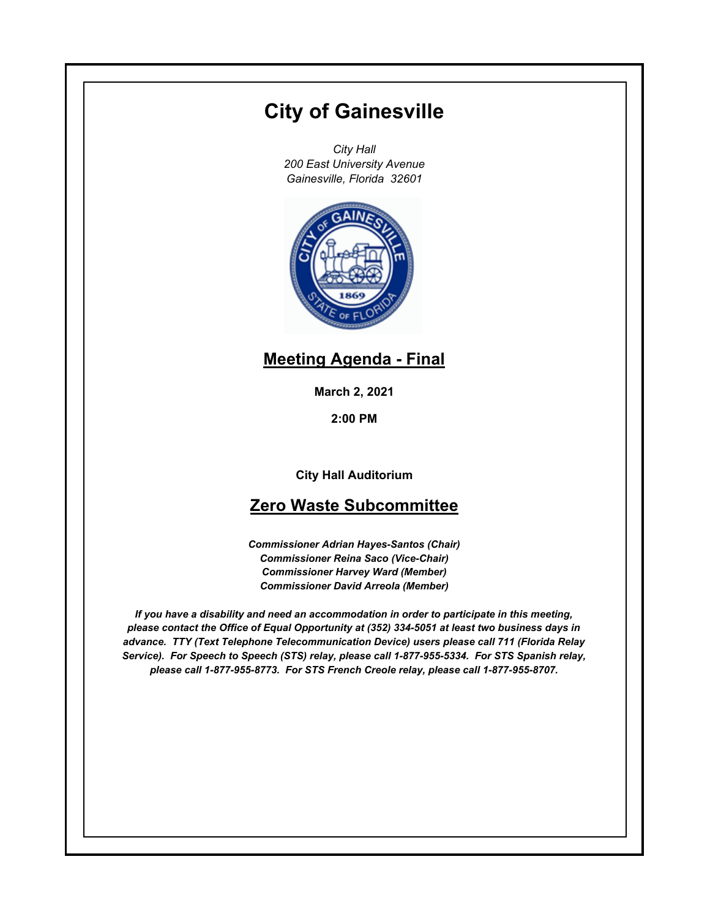# City of Gainesville

*City Hall*
*200 East University Avenue*
*Gainesville, Florida 32601*

## Meeting Agenda - Final

**March 2, 2021**

**2:00 PM**

**City Hall Auditorium**

## Zero Waste Subcommittee

***Commissioner Adrian Hayes-Santos (Chair)***
***Commissioner Reina Saco (Vice-Chair)***
***Commissioner Harvey Ward (Member)***
***Commissioner David Arreola (Member)***

***If you have a disability and need an accommodation in order to participate in this meeting, please contact the Office of Equal Opportunity at (352) 334-5051 at least two business days in advance. TTY (Text Telephone Telecommunication Device) users please call 711 (Florida Relay Service). For Speech to Speech (STS) relay, please call 1-877-955-5334. For STS Spanish relay, please call 1-877-955-8773. For STS French Creole relay, please call 1-877-955-8707.***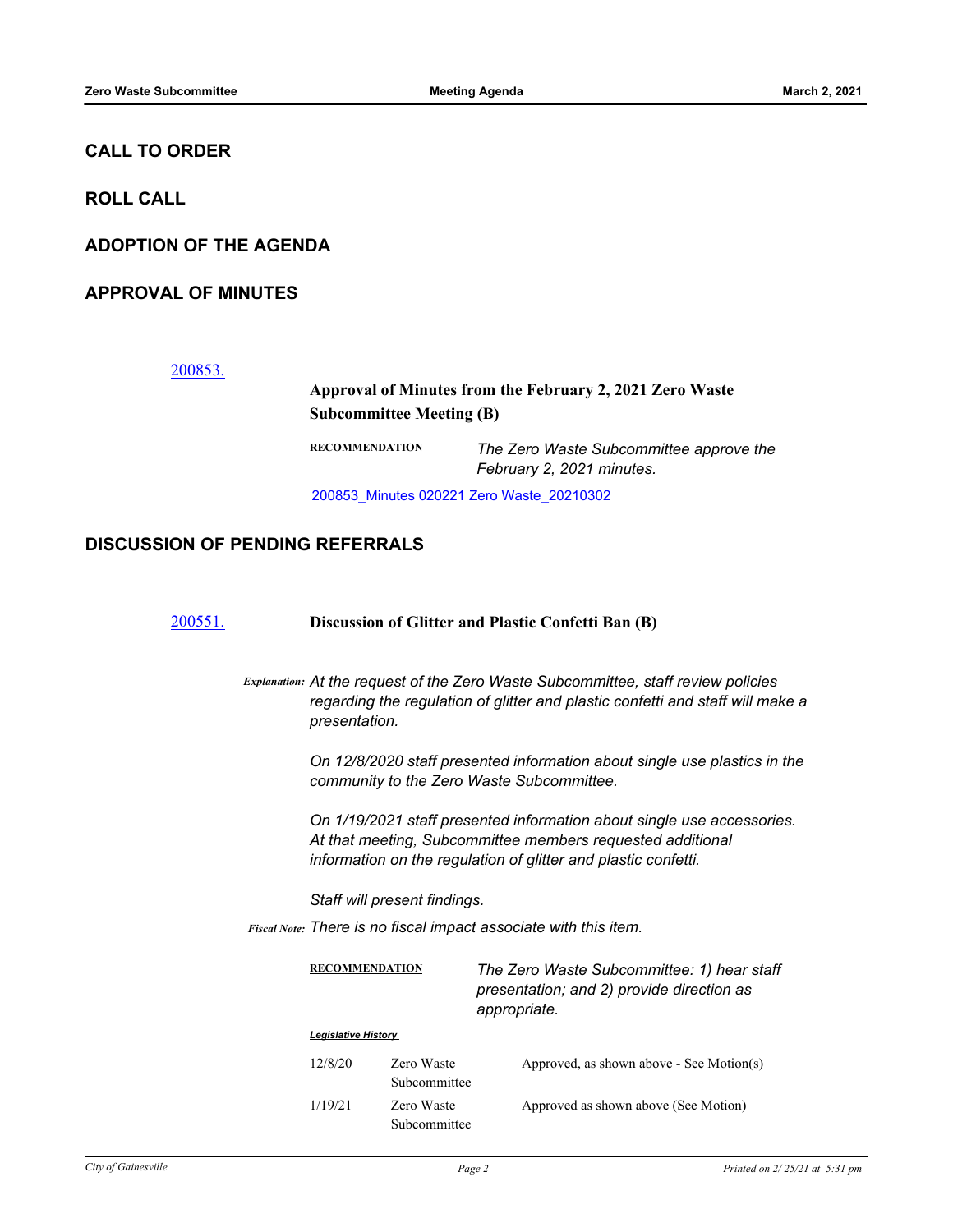## CALL TO ORDER

## ROLL CALL

## ADOPTION OF THE AGENDA

## APPROVAL OF MINUTES

[200853.](200853.)

**Approval of Minutes from the February 2, 2021 Zero Waste Subcommittee Meeting (B)**

**RECOMMENDATION** *The Zero Waste Subcommittee approve the February 2, 2021 minutes.*

200853_Minutes 020221 Zero Waste_20210302

## DISCUSSION OF PENDING REFERRALS

[200551.](200551.) **Discussion of Glitter and Plastic Confetti Ban (B)**

*Explanation:* *At the request of the Zero Waste Subcommittee, staff review policies regarding the regulation of glitter and plastic confetti and staff will make a presentation.*

*On 12/8/2020 staff presented information about single use plastics in the community to the Zero Waste Subcommittee.*

*On 1/19/2021 staff presented information about single use accessories. At that meeting, Subcommittee members requested additional information on the regulation of glitter and plastic confetti.*

*Staff will present findings.*

*Fiscal Note:* *There is no fiscal impact associate with this item.*

**RECOMMENDATION** *The Zero Waste Subcommittee: 1) hear staff presentation; and 2) provide direction as appropriate.*

***Legislative History***

| | | |
|---|---|---|
| 12/8/20 | Zero Waste Subcommittee | Approved, as shown above - See Motion(s) |
| 1/19/21 | Zero Waste Subcommittee | Approved as shown above (See Motion) |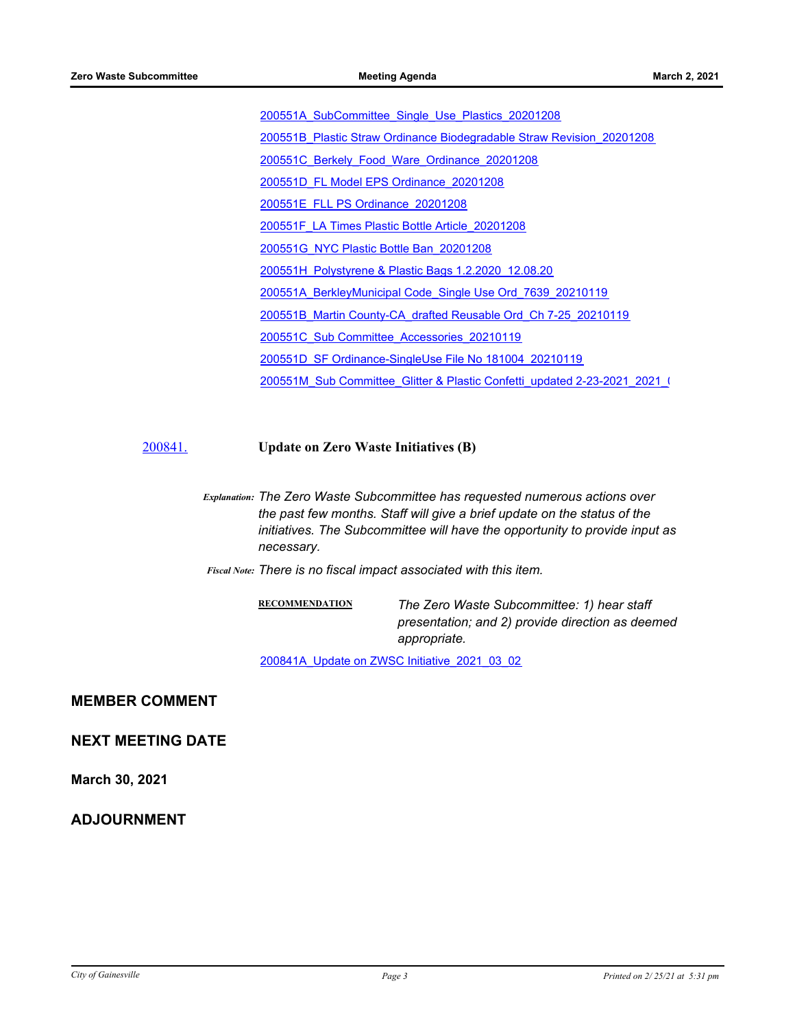200551A_SubCommittee_Single_Use_Plastics_20201208

200551B_Plastic Straw Ordinance Biodegradable Straw Revision_20201208

200551C_Berkely_Food_Ware_Ordinance_20201208

200551D_FL Model EPS Ordinance_20201208

200551E_FLL PS Ordinance_20201208

200551F_LA Times Plastic Bottle Article_20201208

200551G_NYC Plastic Bottle Ban_20201208

200551H_Polystyrene & Plastic Bags 1.2.2020_12.08.20

200551A_BerkleyMunicipal Code_Single Use Ord_7639_20210119

200551B_Martin County-CA_drafted Reusable Ord_Ch 7-25_20210119

200551C_Sub Committee_Accessories_20210119

200551D_SF Ordinance-SingleUse File No 181004_20210119

200551M_Sub Committee_Glitter & Plastic Confetti_updated 2-23-2021_2021_(

**200841.** **Update on Zero Waste Initiatives (B)**

***Explanation:*** *The Zero Waste Subcommittee has requested numerous actions over the past few months. Staff will give a brief update on the status of the initiatives. The Subcommittee will have the opportunity to provide input as necessary.*

***Fiscal Note:*** *There is no fiscal impact associated with this item.*

**RECOMMENDATION** *The Zero Waste Subcommittee: 1) hear staff presentation; and 2) provide direction as deemed appropriate.*

200841A_Update on ZWSC Initiative_2021_03_02

## MEMBER COMMENT

## NEXT MEETING DATE

**March 30, 2021**

## ADJOURNMENT